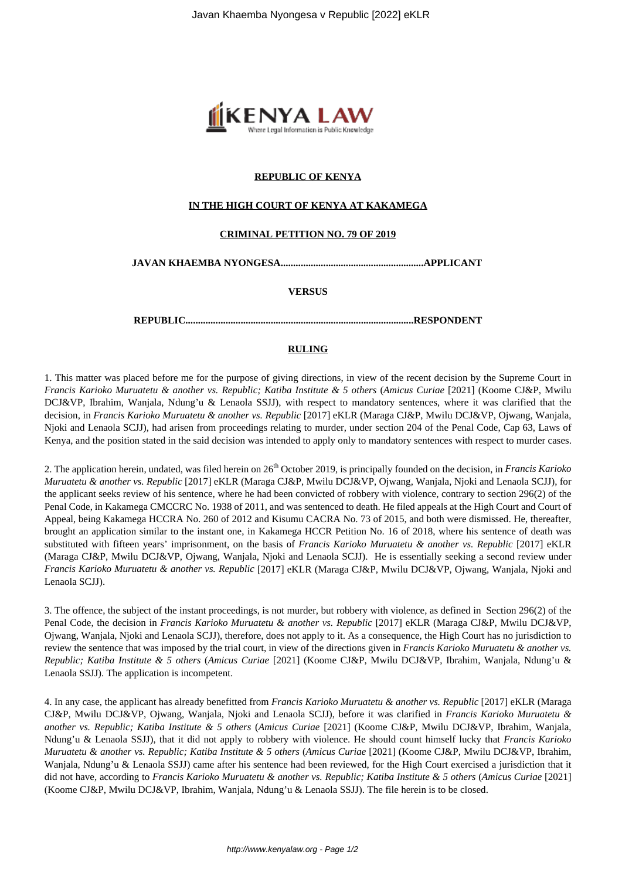**REPUBLIC OF KENYA**

**IN THE HIGH COURT OF KENYA AT KAKAMEGA**

**CRIMINAL PETITION NO. 79 OF 2019**

**JAVAN KHAEMBA NYONGESA.........................................................APPLICANT**

**VERSUS**

**REPUBLIC..........................................................................................RESPONDENT**

**RULING**

1. This matter was placed before me for the purpose of giving directions, in view of the recent decision by the Supreme Court in *Francis Karioko Muruatetu & another vs. Republic; Katiba Institute & 5 others* (*Amicus Curiae* [2021] (Koome CJ&P, Mwilu DCJ&VP, Ibrahim, Wanjala, Ndung'u & Lenaola SSJJ), with respect to mandatory sentences, where it was clarified that the decision, in *Francis Karioko Muruatetu & another vs. Republic* [2017] eKLR (Maraga CJ&P, Mwilu DCJ&VP, Ojwang, Wanjala, Njoki and Lenaola SCJJ), had arisen from proceedings relating to murder, under section 204 of the Penal Code, Cap 63, Laws of Kenya, and the position stated in the said decision was intended to apply only to mandatory sentences with respect to murder cases.

2. The application herein, undated, was filed herein on 26th October 2019, is principally founded on the decision, in *Francis Karioko Muruatetu & another vs. Republic* [2017] eKLR (Maraga CJ&P, Mwilu DCJ&VP, Ojwang, Wanjala, Njoki and Lenaola SCJJ), for the applicant seeks review of his sentence, where he had been convicted of robbery with violence, contrary to section 296(2) of the Penal Code, in Kakamega CMCCRC No. 1938 of 2011, and was sentenced to death. He filed appeals at the High Court and Court of Appeal, being Kakamega HCCRA No. 260 of 2012 and Kisumu CACRA No. 73 of 2015, and both were dismissed. He, thereafter, brought an application similar to the instant one, in Kakamega HCCR Petition No. 16 of 2018, where his sentence of death was substituted with fifteen years' imprisonment, on the basis of *Francis Karioko Muruatetu & another vs. Republic* [2017] eKLR (Maraga CJ&P, Mwilu DCJ&VP, Ojwang, Wanjala, Njoki and Lenaola SCJJ). He is essentially seeking a second review under *Francis Karioko Muruatetu & another vs. Republic* [2017] eKLR (Maraga CJ&P, Mwilu DCJ&VP, Ojwang, Wanjala, Njoki and Lenaola SCJJ).

3. The offence, the subject of the instant proceedings, is not murder, but robbery with violence, as defined in Section 296(2) of the Penal Code, the decision in *Francis Karioko Muruatetu & another vs. Republic* [2017] eKLR (Maraga CJ&P, Mwilu DCJ&VP, Ojwang, Wanjala, Njoki and Lenaola SCJJ), therefore, does not apply to it. As a consequence, the High Court has no jurisdiction to review the sentence that was imposed by the trial court, in view of the directions given in *Francis Karioko Muruatetu & another vs. Republic; Katiba Institute & 5 others* (*Amicus Curiae* [2021] (Koome CJ&P, Mwilu DCJ&VP, Ibrahim, Wanjala, Ndung'u & Lenaola SSJJ). The application is incompetent.

4. In any case, the applicant has already benefitted from *Francis Karioko Muruatetu & another vs. Republic* [2017] eKLR (Maraga CJ&P, Mwilu DCJ&VP, Ojwang, Wanjala, Njoki and Lenaola SCJJ), before it was clarified in *Francis Karioko Muruatetu & another vs. Republic; Katiba Institute & 5 others* (*Amicus Curiae* [2021] (Koome CJ&P, Mwilu DCJ&VP, Ibrahim, Wanjala, Ndung'u & Lenaola SSJJ), that it did not apply to robbery with violence. He should count himself lucky that *Francis Karioko Muruatetu & another vs. Republic; Katiba Institute & 5 others* (*Amicus Curiae* [2021] (Koome CJ&P, Mwilu DCJ&VP, Ibrahim, Wanjala, Ndung'u & Lenaola SSJJ) came after his sentence had been reviewed, for the High Court exercised a jurisdiction that it did not have, according to *Francis Karioko Muruatetu & another vs. Republic; Katiba Institute & 5 others* (*Amicus Curiae* [2021] (Koome CJ&P, Mwilu DCJ&VP, Ibrahim, Wanjala, Ndung'u & Lenaola SSJJ). The file herein is to be closed.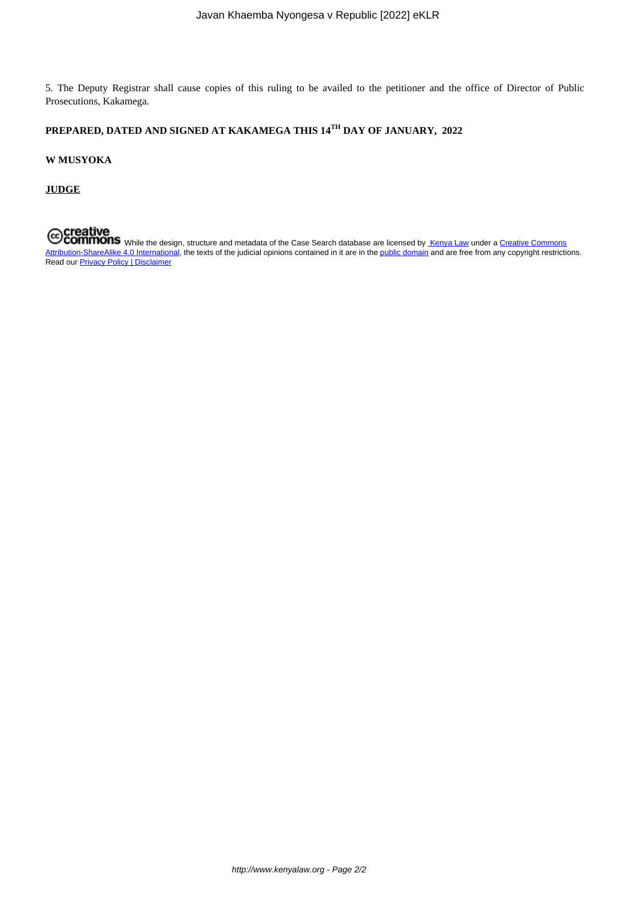5. The Deputy Registrar shall cause copies of this ruling to be availed to the petitioner and the office of Director of Public Prosecutions, Kakamega.

**PREPARED, DATED AND SIGNED AT KAKAMEGA THIS 14TH DAY OF JANUARY, 2022**

**W MUSYOKA**

**JUDGE**

While the design, structure and metadata of the Case Search database are licensed by Kenya Law under a Creative Commons Attribution-ShareAlike 4.0 International, the texts of the judicial opinions contained in it are in the public domain and are free from any copyright restrictions. Read our Privacy Policy | Disclaimer